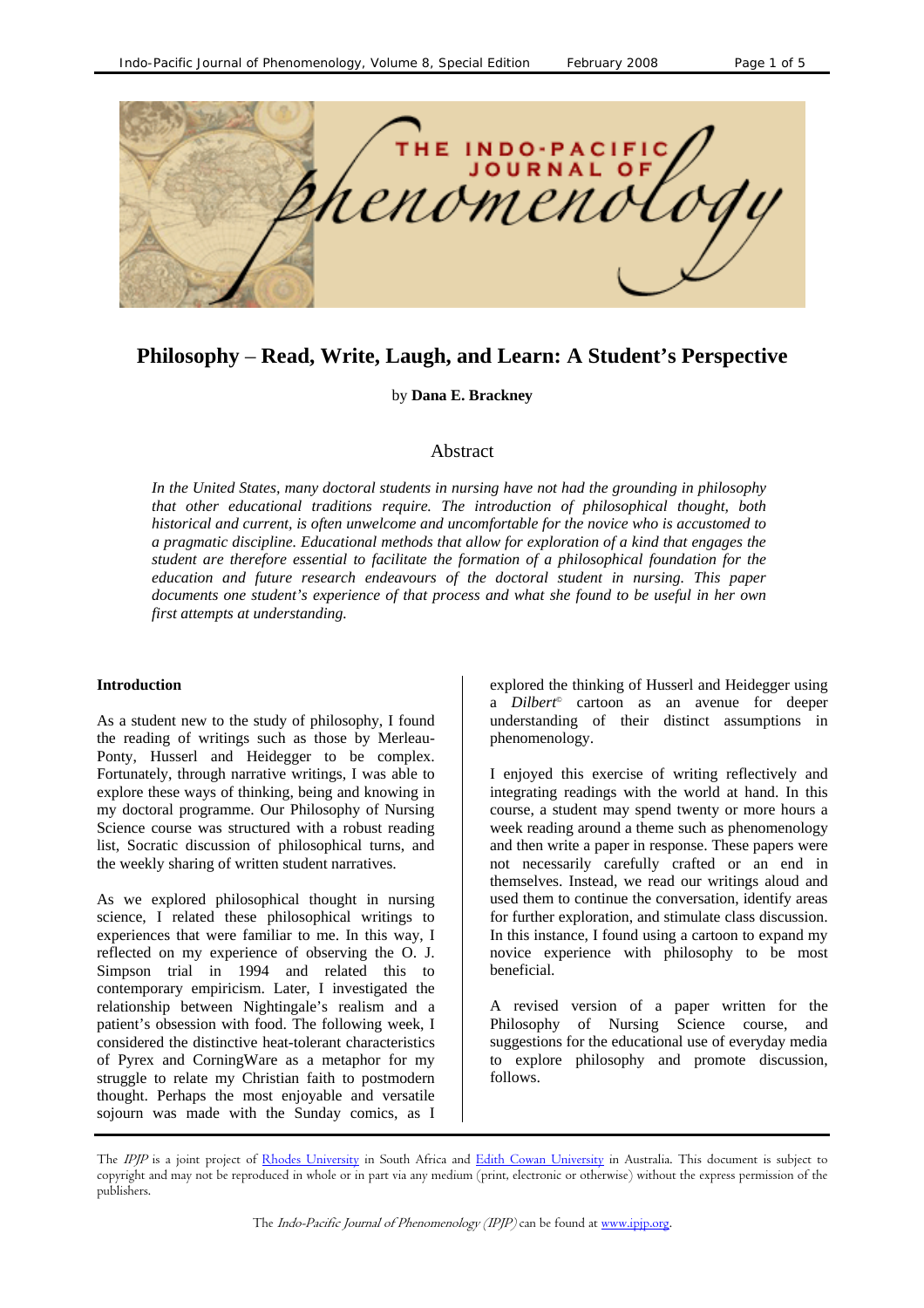# Philosophy – Read, Write, Laugh, and Learn: A Student's Perspective

by **Dana E. Brackney**

## Abstract

*In the United States, many doctoral students in nursing have not had the grounding in philosophy that other educational traditions require. The introduction of philosophical thought, both historical and current, is often unwelcome and uncomfortable for the novice who is accustomed to a pragmatic discipline. Educational methods that allow for exploration of a kind that engages the student are therefore essential to facilitate the formation of a philosophical foundation for the education and future research endeavours of the doctoral student in nursing. This paper documents one student's experience of that process and what she found to be useful in her own first attempts at understanding.*

### Introduction

As a student new to the study of philosophy, I found the reading of writings such as those by Merleau-Ponty, Husserl and Heidegger to be complex. Fortunately, through narrative writings, I was able to explore these ways of thinking, being and knowing in my doctoral programme. Our Philosophy of Nursing Science course was structured with a robust reading list, Socratic discussion of philosophical turns, and the weekly sharing of written student narratives.

As we explored philosophical thought in nursing science, I related these philosophical writings to experiences that were familiar to me. In this way, I reflected on my experience of observing the O. J. Simpson trial in 1994 and related this to contemporary empiricism. Later, I investigated the relationship between Nightingale's realism and a patient's obsession with food. The following week, I considered the distinctive heat-tolerant characteristics of Pyrex and CorningWare as a metaphor for my struggle to relate my Christian faith to postmodern thought. Perhaps the most enjoyable and versatile sojourn was made with the Sunday comics, as I explored the thinking of Husserl and Heidegger using a *Dilbert*© cartoon as an avenue for deeper understanding of their distinct assumptions in phenomenology.

I enjoyed this exercise of writing reflectively and integrating readings with the world at hand. In this course, a student may spend twenty or more hours a week reading around a theme such as phenomenology and then write a paper in response. These papers were not necessarily carefully crafted or an end in themselves. Instead, we read our writings aloud and used them to continue the conversation, identify areas for further exploration, and stimulate class discussion. In this instance, I found using a cartoon to expand my novice experience with philosophy to be most beneficial.

A revised version of a paper written for the Philosophy of Nursing Science course, and suggestions for the educational use of everyday media to explore philosophy and promote discussion, follows.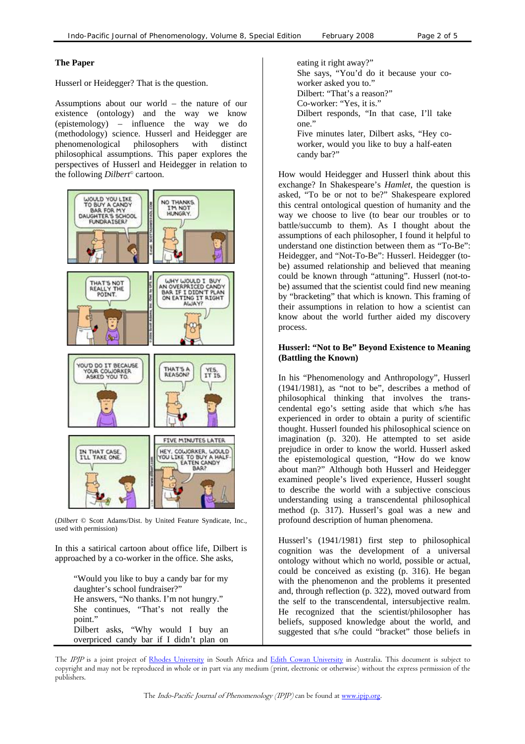**The Paper**

Husserl or Heidegger? That is the question.

Assumptions about our world – the nature of our existence (ontology) and the way we know (epistemology) – influence the way we do (methodology) science. Husserl and Heidegger are phenomenological philosophers with distinct philosophical assumptions. This paper explores the perspectives of Husserl and Heidegger in relation to the following *Dilbert*© cartoon.

(*Dilbert* © Scott Adams/Dist. by United Feature Syndicate, Inc., used with permission)

In this a satirical cartoon about office life, Dilbert is approached by a co-worker in the office. She asks,

> "Would you like to buy a candy bar for my daughter's school fundraiser?"
> He answers, "No thanks. I'm not hungry."
> She continues, "That's not really the point."
> Dilbert asks, "Why would I buy an overpriced candy bar if I didn't plan on eating it right away?"
> She says, "You'd do it because your co-worker asked you to."
> Dilbert: "That's a reason?"
> Co-worker: "Yes, it is."
> Dilbert responds, "In that case, I'll take one."
> Five minutes later, Dilbert asks, "Hey co-worker, would you like to buy a half-eaten candy bar?"

How would Heidegger and Husserl think about this exchange? In Shakespeare's *Hamlet*, the question is asked, "To be or not to be?" Shakespeare explored this central ontological question of humanity and the way we choose to live (to bear our troubles or to battle/succumb to them). As I thought about the assumptions of each philosopher, I found it helpful to understand one distinction between them as "To-Be": Heidegger, and "Not-To-Be": Husserl. Heidegger (to-be) assumed relationship and believed that meaning could be known through "attuning". Husserl (not-to-be) assumed that the scientist could find new meaning by "bracketing" that which is known. This framing of their assumptions in relation to how a scientist can know about the world further aided my discovery process.

**Husserl: "Not to Be" Beyond Existence to Meaning (Battling the Known)**

In his "Phenomenology and Anthropology", Husserl (1941/1981), as "not to be", describes a method of philosophical thinking that involves the transcendental ego's setting aside that which s/he has experienced in order to obtain a purity of scientific thought. Husserl founded his philosophical science on imagination (p. 320). He attempted to set aside prejudice in order to know the world. Husserl asked the epistemological question, "How do we know about man?" Although both Husserl and Heidegger examined people's lived experience, Husserl sought to describe the world with a subjective conscious understanding using a transcendental philosophical method (p. 317). Husserl's goal was a new and profound description of human phenomena.

Husserl's (1941/1981) first step to philosophical cognition was the development of a universal ontology without which no world, possible or actual, could be conceived as existing (p. 316). He began with the phenomenon and the problems it presented and, through reflection (p. 322), moved outward from the self to the transcendental, intersubjective realm. He recognized that the scientist/philosopher has beliefs, supposed knowledge about the world, and suggested that s/he could "bracket" those beliefs in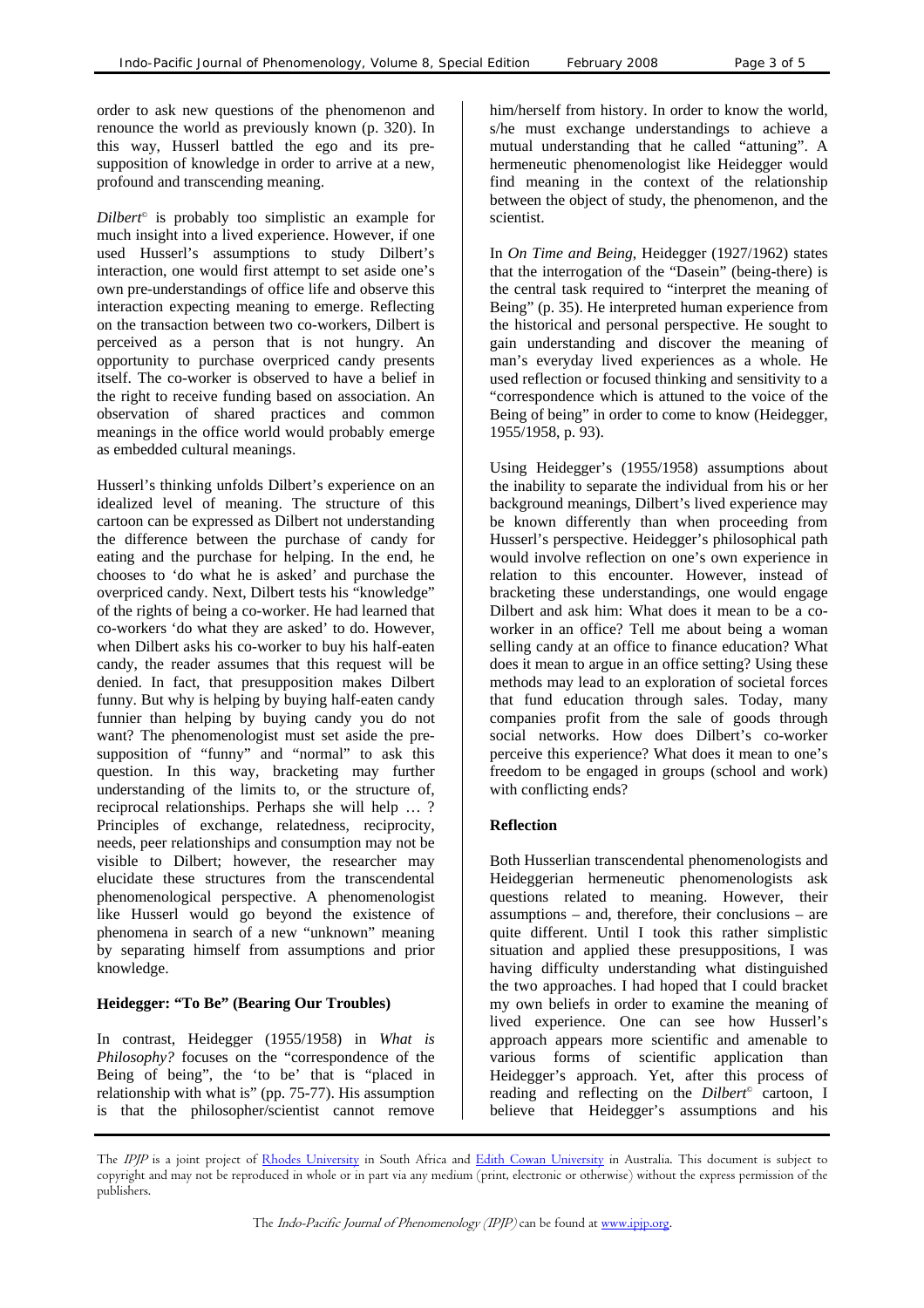order to ask new questions of the phenomenon and renounce the world as previously known (p. 320). In this way, Husserl battled the ego and its pre-supposition of knowledge in order to arrive at a new, profound and transcending meaning.

*Dilbert*© is probably too simplistic an example for much insight into a lived experience. However, if one used Husserl's assumptions to study Dilbert's interaction, one would first attempt to set aside one's own pre-understandings of office life and observe this interaction expecting meaning to emerge. Reflecting on the transaction between two co-workers, Dilbert is perceived as a person that is not hungry. An opportunity to purchase overpriced candy presents itself. The co-worker is observed to have a belief in the right to receive funding based on association. An observation of shared practices and common meanings in the office world would probably emerge as embedded cultural meanings.

Husserl's thinking unfolds Dilbert's experience on an idealized level of meaning. The structure of this cartoon can be expressed as Dilbert not understanding the difference between the purchase of candy for eating and the purchase for helping. In the end, he chooses to 'do what he is asked' and purchase the overpriced candy. Next, Dilbert tests his "knowledge" of the rights of being a co-worker. He had learned that co-workers 'do what they are asked' to do. However, when Dilbert asks his co-worker to buy his half-eaten candy, the reader assumes that this request will be denied. In fact, that presupposition makes Dilbert funny. But why is helping by buying half-eaten candy funnier than helping by buying candy you do not want? The phenomenologist must set aside the pre-supposition of "funny" and "normal" to ask this question. In this way, bracketing may further understanding of the limits to, or the structure of, reciprocal relationships. Perhaps she will help … ? Principles of exchange, relatedness, reciprocity, needs, peer relationships and consumption may not be visible to Dilbert; however, the researcher may elucidate these structures from the transcendental phenomenological perspective. A phenomenologist like Husserl would go beyond the existence of phenomena in search of a new "unknown" meaning by separating himself from assumptions and prior knowledge.

### Heidegger: "To Be" (Bearing Our Troubles)

In contrast, Heidegger (1955/1958) in *What is Philosophy?* focuses on the "correspondence of the Being of being", the 'to be' that is "placed in relationship with what is" (pp. 75-77). His assumption is that the philosopher/scientist cannot remove him/herself from history. In order to know the world, s/he must exchange understandings to achieve a mutual understanding that he called "attuning". A hermeneutic phenomenologist like Heidegger would find meaning in the context of the relationship between the object of study, the phenomenon, and the scientist.

In *On Time and Being*, Heidegger (1927/1962) states that the interrogation of the "Dasein" (being-there) is the central task required to "interpret the meaning of Being" (p. 35). He interpreted human experience from the historical and personal perspective. He sought to gain understanding and discover the meaning of man's everyday lived experiences as a whole. He used reflection or focused thinking and sensitivity to a "correspondence which is attuned to the voice of the Being of being" in order to come to know (Heidegger, 1955/1958, p. 93).

Using Heidegger's (1955/1958) assumptions about the inability to separate the individual from his or her background meanings, Dilbert's lived experience may be known differently than when proceeding from Husserl's perspective. Heidegger's philosophical path would involve reflection on one's own experience in relation to this encounter. However, instead of bracketing these understandings, one would engage Dilbert and ask him: What does it mean to be a co-worker in an office? Tell me about being a woman selling candy at an office to finance education? What does it mean to argue in an office setting? Using these methods may lead to an exploration of societal forces that fund education through sales. Today, many companies profit from the sale of goods through social networks. How does Dilbert's co-worker perceive this experience? What does it mean to one's freedom to be engaged in groups (school and work) with conflicting ends?

### Reflection

Both Husserlian transcendental phenomenologists and Heideggerian hermeneutic phenomenologists ask questions related to meaning. However, their assumptions – and, therefore, their conclusions – are quite different. Until I took this rather simplistic situation and applied these presuppositions, I was having difficulty understanding what distinguished the two approaches. I had hoped that I could bracket my own beliefs in order to examine the meaning of lived experience. One can see how Husserl's approach appears more scientific and amenable to various forms of scientific application than Heidegger's approach. Yet, after this process of reading and reflecting on the *Dilbert*© cartoon, I believe that Heidegger's assumptions and his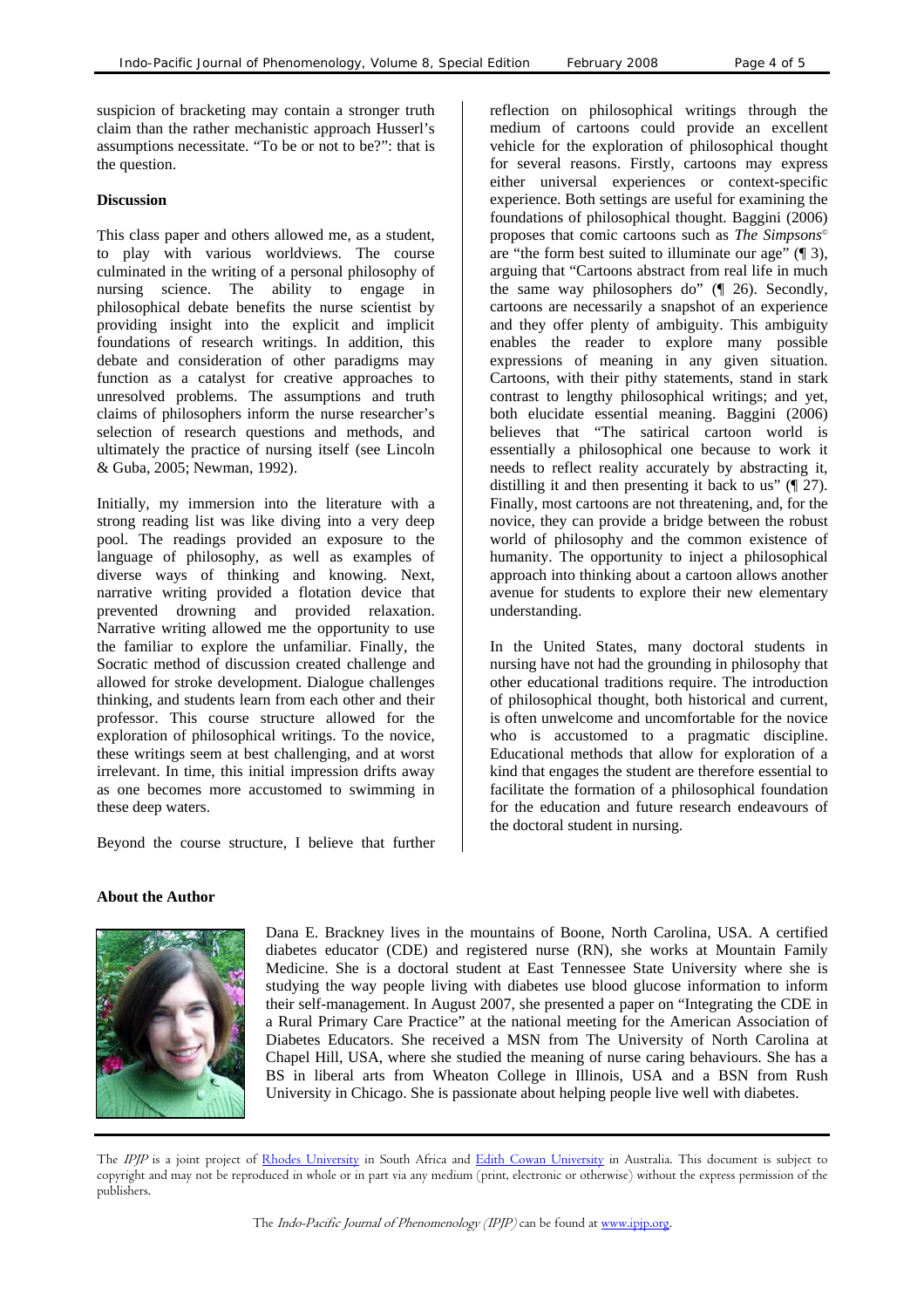suspicion of bracketing may contain a stronger truth claim than the rather mechanistic approach Husserl's assumptions necessitate. "To be or not to be?": that is the question.

**Discussion**

This class paper and others allowed me, as a student, to play with various worldviews. The course culminated in the writing of a personal philosophy of nursing science. The ability to engage in philosophical debate benefits the nurse scientist by providing insight into the explicit and implicit foundations of research writings. In addition, this debate and consideration of other paradigms may function as a catalyst for creative approaches to unresolved problems. The assumptions and truth claims of philosophers inform the nurse researcher's selection of research questions and methods, and ultimately the practice of nursing itself (see Lincoln & Guba, 2005; Newman, 1992).

Initially, my immersion into the literature with a strong reading list was like diving into a very deep pool. The readings provided an exposure to the language of philosophy, as well as examples of diverse ways of thinking and knowing. Next, narrative writing provided a flotation device that prevented drowning and provided relaxation. Narrative writing allowed me the opportunity to use the familiar to explore the unfamiliar. Finally, the Socratic method of discussion created challenge and allowed for stroke development. Dialogue challenges thinking, and students learn from each other and their professor. This course structure allowed for the exploration of philosophical writings. To the novice, these writings seem at best challenging, and at worst irrelevant. In time, this initial impression drifts away as one becomes more accustomed to swimming in these deep waters.

Beyond the course structure, I believe that further reflection on philosophical writings through the medium of cartoons could provide an excellent vehicle for the exploration of philosophical thought for several reasons. Firstly, cartoons may express either universal experiences or context-specific experience. Both settings are useful for examining the foundations of philosophical thought. Baggini (2006) proposes that comic cartoons such as *The Simpsons*© are "the form best suited to illuminate our age" (¶ 3), arguing that "Cartoons abstract from real life in much the same way philosophers do" (¶ 26). Secondly, cartoons are necessarily a snapshot of an experience and they offer plenty of ambiguity. This ambiguity enables the reader to explore many possible expressions of meaning in any given situation. Cartoons, with their pithy statements, stand in stark contrast to lengthy philosophical writings; and yet, both elucidate essential meaning. Baggini (2006) believes that "The satirical cartoon world is essentially a philosophical one because to work it needs to reflect reality accurately by abstracting it, distilling it and then presenting it back to us" (¶ 27). Finally, most cartoons are not threatening, and, for the novice, they can provide a bridge between the robust world of philosophy and the common existence of humanity. The opportunity to inject a philosophical approach into thinking about a cartoon allows another avenue for students to explore their new elementary understanding.

In the United States, many doctoral students in nursing have not had the grounding in philosophy that other educational traditions require. The introduction of philosophical thought, both historical and current, is often unwelcome and uncomfortable for the novice who is accustomed to a pragmatic discipline. Educational methods that allow for exploration of a kind that engages the student are therefore essential to facilitate the formation of a philosophical foundation for the education and future research endeavours of the doctoral student in nursing.

**About the Author**

Dana E. Brackney lives in the mountains of Boone, North Carolina, USA. A certified diabetes educator (CDE) and registered nurse (RN), she works at Mountain Family Medicine. She is a doctoral student at East Tennessee State University where she is studying the way people living with diabetes use blood glucose information to inform their self-management. In August 2007, she presented a paper on "Integrating the CDE in a Rural Primary Care Practice" at the national meeting for the American Association of Diabetes Educators. She received a MSN from The University of North Carolina at Chapel Hill, USA, where she studied the meaning of nurse caring behaviours. She has a BS in liberal arts from Wheaton College in Illinois, USA and a BSN from Rush University in Chicago. She is passionate about helping people live well with diabetes.

The *IPJP* is a joint project of Rhodes University in South Africa and Edith Cowan University in Australia. This document is subject to copyright and may not be reproduced in whole or in part via any medium (print, electronic or otherwise) without the express permission of the publishers.

The *Indo-Pacific Journal of Phenomenology (IPJP)* can be found at www.ipjp.org.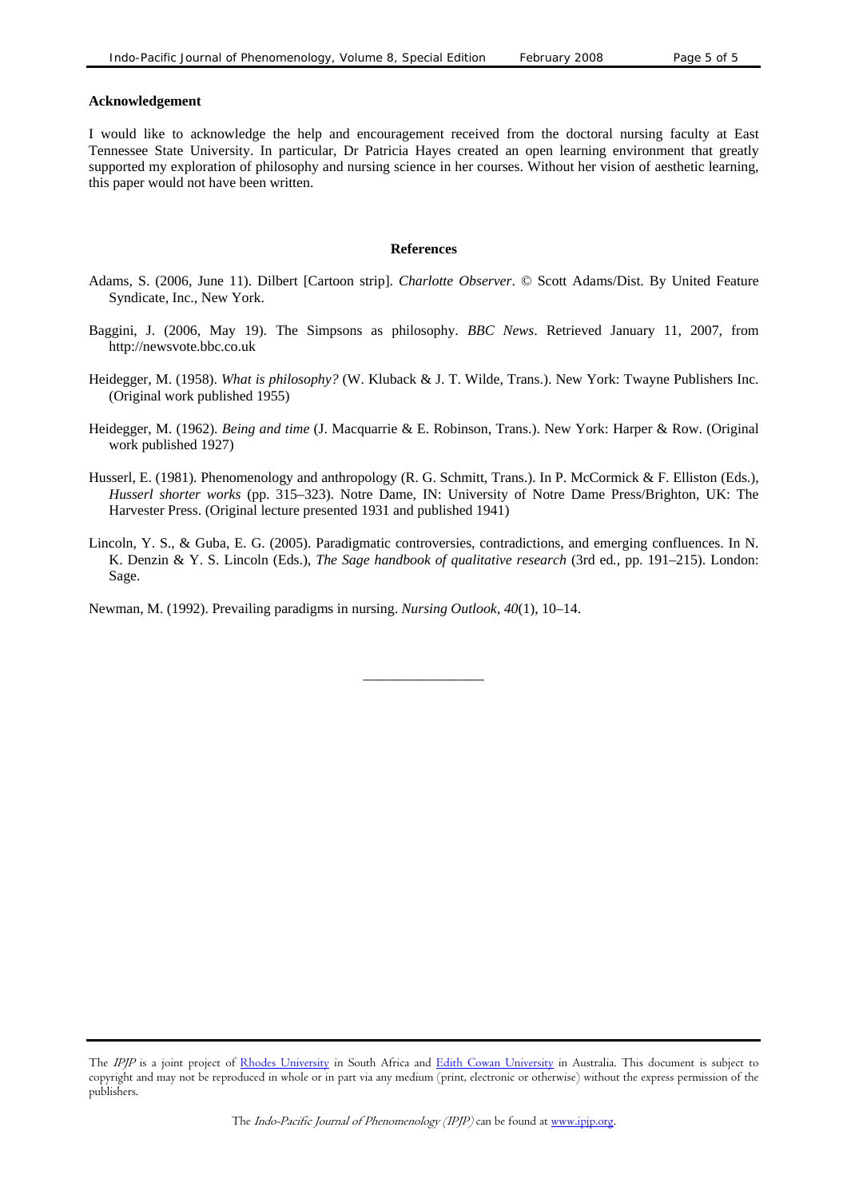**Acknowledgement**

I would like to acknowledge the help and encouragement received from the doctoral nursing faculty at East Tennessee State University. In particular, Dr Patricia Hayes created an open learning environment that greatly supported my exploration of philosophy and nursing science in her courses. Without her vision of aesthetic learning, this paper would not have been written.

## References

Adams, S. (2006, June 11). Dilbert [Cartoon strip]. *Charlotte Observer*. © Scott Adams/Dist. By United Feature Syndicate, Inc., New York.

Baggini, J. (2006, May 19). The Simpsons as philosophy. *BBC News*. Retrieved January 11, 2007, from http://newsvote.bbc.co.uk

Heidegger, M. (1958). *What is philosophy?* (W. Kluback & J. T. Wilde, Trans.). New York: Twayne Publishers Inc. (Original work published 1955)

Heidegger, M. (1962). *Being and time* (J. Macquarrie & E. Robinson, Trans.). New York: Harper & Row. (Original work published 1927)

Husserl, E. (1981). Phenomenology and anthropology (R. G. Schmitt, Trans.). In P. McCormick & F. Elliston (Eds.), *Husserl shorter works* (pp. 315–323). Notre Dame, IN: University of Notre Dame Press/Brighton, UK: The Harvester Press. (Original lecture presented 1931 and published 1941)

Lincoln, Y. S., & Guba, E. G. (2005). Paradigmatic controversies, contradictions, and emerging confluences. In N. K. Denzin & Y. S. Lincoln (Eds.), *The Sage handbook of qualitative research* (3rd ed., pp. 191–215). London: Sage.

Newman, M. (1992). Prevailing paradigms in nursing. *Nursing Outlook*, *40*(1), 10–14.

---

The *IPJP* is a joint project of Rhodes University in South Africa and Edith Cowan University in Australia. This document is subject to copyright and may not be reproduced in whole or in part via any medium (print, electronic or otherwise) without the express permission of the publishers.

The *Indo-Pacific Journal of Phenomenology (IPJP)* can be found at www.ipjp.org.